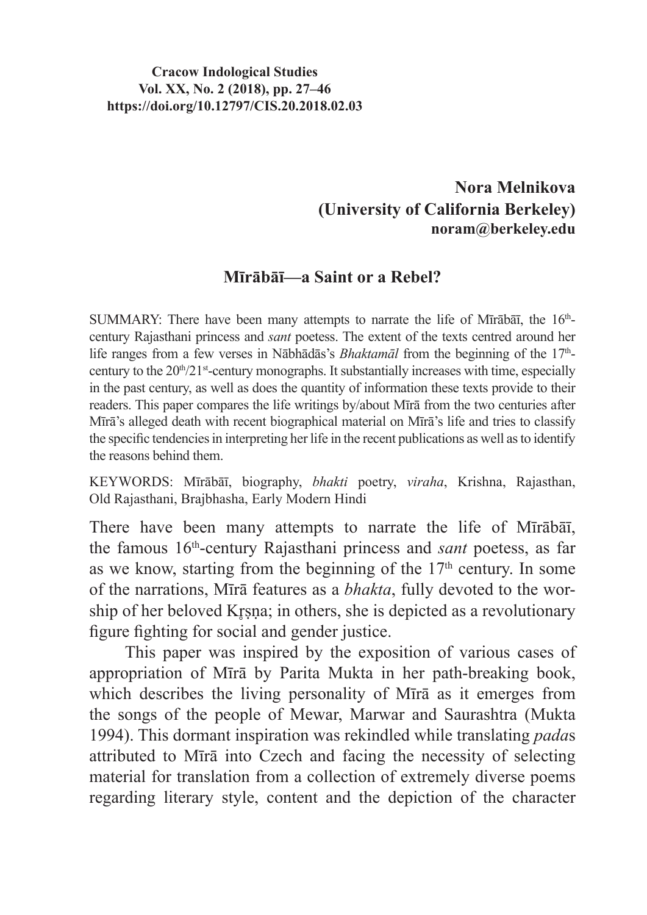**Cracow Indological Studies**
**Vol. XX, No. 2 (2018), pp. 27–46**
**https://doi.org/10.12797/CIS.20.2018.02.03**

**Nora Melnikova**
**(University of California Berkeley)**
**noram@berkeley.edu**

# Mīrābāī—a Saint or a Rebel?

SUMMARY: There have been many attempts to narrate the life of Mīrābāī, the 16th-century Rajasthani princess and *sant* poetess. The extent of the texts centred around her life ranges from a few verses in Nābhādās's *Bhaktamāl* from the beginning of the 17th-century to the 20th/21st-century monographs. It substantially increases with time, especially in the past century, as well as does the quantity of information these texts provide to their readers. This paper compares the life writings by/about Mīrā from the two centuries after Mīrā's alleged death with recent biographical material on Mīrā's life and tries to classify the specific tendencies in interpreting her life in the recent publications as well as to identify the reasons behind them.

KEYWORDS: Mīrābāī, biography, *bhakti* poetry, *viraha*, Krishna, Rajasthan, Old Rajasthani, Brajbhasha, Early Modern Hindi

There have been many attempts to narrate the life of Mīrābāī, the famous 16th-century Rajasthani princess and *sant* poetess, as far as we know, starting from the beginning of the 17th century. In some of the narrations, Mīrā features as a *bhakta*, fully devoted to the worship of her beloved Kṛṣṇa; in others, she is depicted as a revolutionary figure fighting for social and gender justice.

This paper was inspired by the exposition of various cases of appropriation of Mīrā by Parita Mukta in her path-breaking book, which describes the living personality of Mīrā as it emerges from the songs of the people of Mewar, Marwar and Saurashtra (Mukta 1994). This dormant inspiration was rekindled while translating *pada*s attributed to Mīrā into Czech and facing the necessity of selecting material for translation from a collection of extremely diverse poems regarding literary style, content and the depiction of the character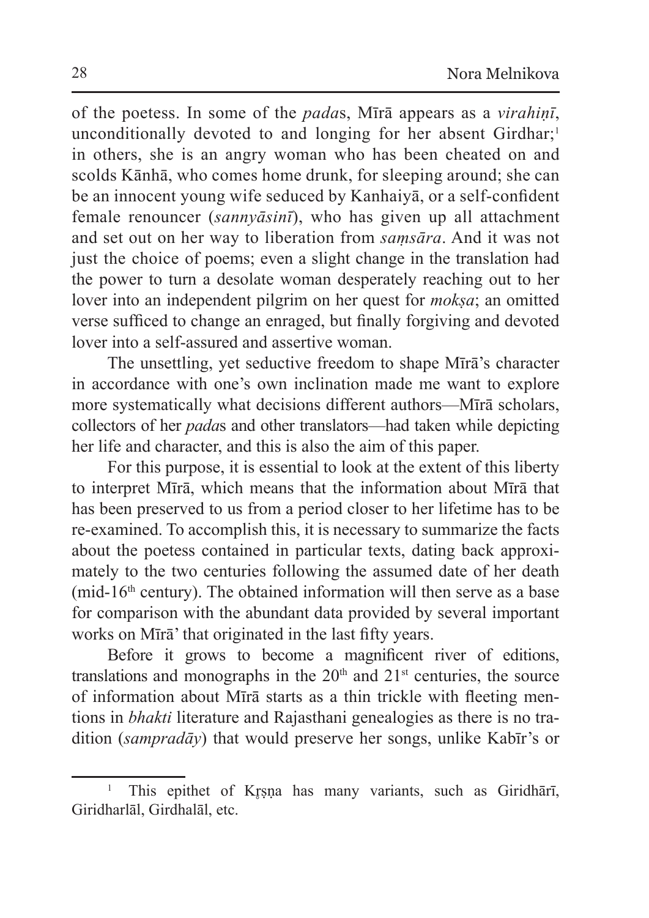of the poetess. In some of the *pada*s, Mīrā appears as a *virahiṇī*, unconditionally devoted to and longing for her absent Girdhar;[1] in others, she is an angry woman who has been cheated on and scolds Kānhā, who comes home drunk, for sleeping around; she can be an innocent young wife seduced by Kanhaiyā, or a self-confident female renouncer (*sannyāsinī*), who has given up all attachment and set out on her way to liberation from *saṃsāra*. And it was not just the choice of poems; even a slight change in the translation had the power to turn a desolate woman desperately reaching out to her lover into an independent pilgrim on her quest for *mokṣa*; an omitted verse sufficed to change an enraged, but finally forgiving and devoted lover into a self-assured and assertive woman.

The unsettling, yet seductive freedom to shape Mīrā's character in accordance with one's own inclination made me want to explore more systematically what decisions different authors—Mīrā scholars, collectors of her *pada*s and other translators—had taken while depicting her life and character, and this is also the aim of this paper.

For this purpose, it is essential to look at the extent of this liberty to interpret Mīrā, which means that the information about Mīrā that has been preserved to us from a period closer to her lifetime has to be re-examined. To accomplish this, it is necessary to summarize the facts about the poetess contained in particular texts, dating back approximately to the two centuries following the assumed date of her death (mid-16th century). The obtained information will then serve as a base for comparison with the abundant data provided by several important works on Mīrā' that originated in the last fifty years.

Before it grows to become a magnificent river of editions, translations and monographs in the 20th and 21st centuries, the source of information about Mīrā starts as a thin trickle with fleeting mentions in *bhakti* literature and Rajasthani genealogies as there is no tradition (*sampradāy*) that would preserve her songs, unlike Kabīr's or

[1] This epithet of Kṛṣṇa has many variants, such as Giridhārī, Giridharlāl, Girdhalāl, etc.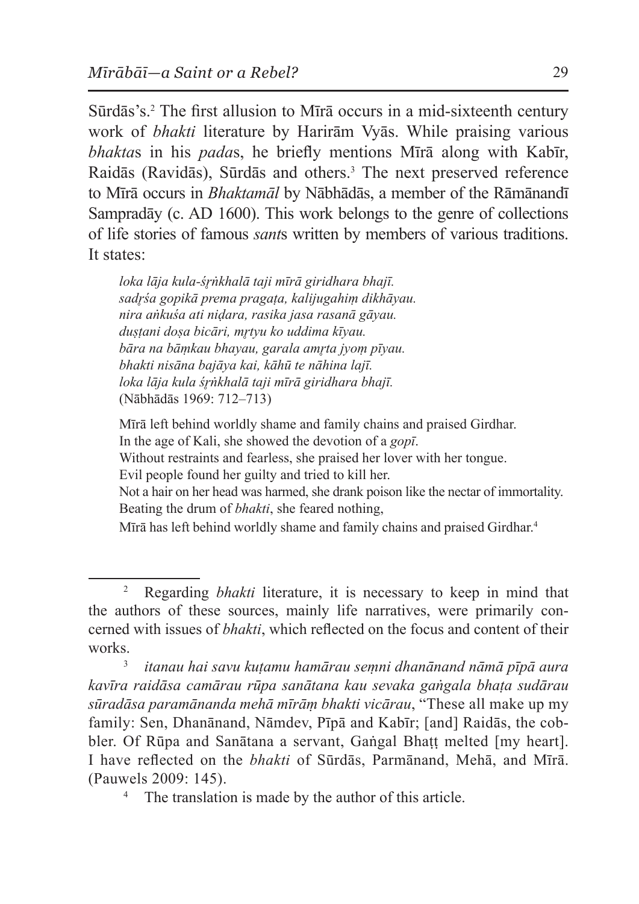Sūrdās's.[2] The first allusion to Mīrā occurs in a mid-sixteenth century work of *bhakti* literature by Harirām Vyās. While praising various *bhakta*s in his *pada*s, he briefly mentions Mīrā along with Kabīr, Raidās (Ravidās), Sūrdās and others.[3] The next preserved reference to Mīrā occurs in *Bhaktamāl* by Nābhādās, a member of the Rāmānandī Sampradāy (c. AD 1600). This work belongs to the genre of collections of life stories of famous *sant*s written by members of various traditions. It states:

> *loka lāja kula-śr̥ṅkhalā taji mīrā giridhara bhajī.*
> *sadr̥śa gopikā prema pragaṭa, kalijugahiṃ dikhāyau.*
> *nira aṅkuśa ati niḍara, rasika jasa rasanā gāyau.*
> *duṣṭani doṣa bicāri, mr̥tyu ko uddima kīyau.*
> *bāra na bāṃkau bhayau, garala amr̥ta jyoṃ pīyau.*
> *bhakti nisāna bajāya kai, kāhū te nāhina lajī.*
> *loka lāja kula śr̥ṅkhalā taji mīrā giridhara bhajī.*
> (Nābhādās 1969: 712–713)

> Mīrā left behind worldly shame and family chains and praised Girdhar.
> In the age of Kali, she showed the devotion of a *gopī*.
> Without restraints and fearless, she praised her lover with her tongue.
> Evil people found her guilty and tried to kill her.
> Not a hair on her head was harmed, she drank poison like the nectar of immortality.
> Beating the drum of *bhakti*, she feared nothing,
> Mīrā has left behind worldly shame and family chains and praised Girdhar.[4]

---

[2] Regarding *bhakti* literature, it is necessary to keep in mind that the authors of these sources, mainly life narratives, were primarily concerned with issues of *bhakti*, which reflected on the focus and content of their works.

[3] *itanau hai savu kuṭamu hamārau seṃni dhanānand nāmā pīpā aura kavīra raidāsa camārau rūpa sanātana kau sevaka gaṅgala bhaṭa sudārau sūradāsa paramānanda mehā mīrāṃ bhakti vicārau*, "These all make up my family: Sen, Dhanānand, Nāmdev, Pīpā and Kabīr; [and] Raidās, the cobbler. Of Rūpa and Sanātana a servant, Gaṅgal Bhaṭṭ melted [my heart]. I have reflected on the *bhakti* of Sūrdās, Parmānand, Mehā, and Mīrā. (Pauwels 2009: 145).

[4] The translation is made by the author of this article.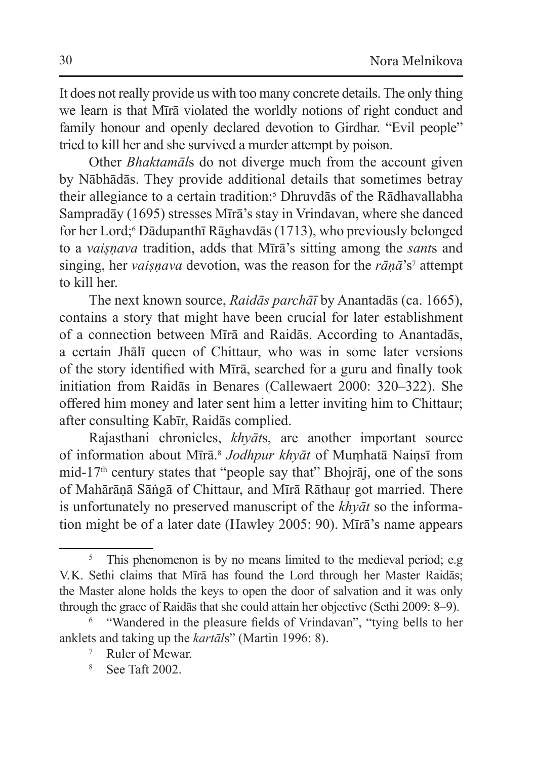It does not really provide us with too many concrete details. The only thing we learn is that Mīrā violated the worldly notions of right conduct and family honour and openly declared devotion to Girdhar. "Evil people" tried to kill her and she survived a murder attempt by poison.

Other *Bhaktamāl*s do not diverge much from the account given by Nābhādās. They provide additional details that sometimes betray their allegiance to a certain tradition:[5] Dhruvdās of the Rādhavallabha Sampradāy (1695) stresses Mīrā's stay in Vrindavan, where she danced for her Lord;[6] Dādupanthī Rāghavdās (1713), who previously belonged to a *vaiṣṇava* tradition, adds that Mīrā's sitting among the *sant*s and singing, her *vaiṣṇava* devotion, was the reason for the *rāṇā*'s[7] attempt to kill her.

The next known source, *Raidās parchāī* by Anantadās (ca. 1665), contains a story that might have been crucial for later establishment of a connection between Mīrā and Raidās. According to Anantadās, a certain Jhālī queen of Chittaur, who was in some later versions of the story identified with Mīrā, searched for a guru and finally took initiation from Raidās in Benares (Callewaert 2000: 320–322). She offered him money and later sent him a letter inviting him to Chittaur; after consulting Kabīr, Raidās complied.

Rajasthani chronicles, *khyāt*s, are another important source of information about Mīrā.[8] *Jodhpur khyāt* of Muṃhatā Naiṇsī from mid-17th century states that "people say that" Bhojrāj, one of the sons of Mahārāṇā Sāṅgā of Chittaur, and Mīrā Rāthauṛ got married. There is unfortunately no preserved manuscript of the *khyāt* so the information might be of a later date (Hawley 2005: 90). Mīrā's name appears

---

[5] This phenomenon is by no means limited to the medieval period; e.g V.K. Sethi claims that Mīrā has found the Lord through her Master Raidās; the Master alone holds the keys to open the door of salvation and it was only through the grace of Raidās that she could attain her objective (Sethi 2009: 8–9).

[6] "Wandered in the pleasure fields of Vrindavan", "tying bells to her anklets and taking up the *kartāl*s" (Martin 1996: 8).

[7] Ruler of Mewar.

[8] See Taft 2002.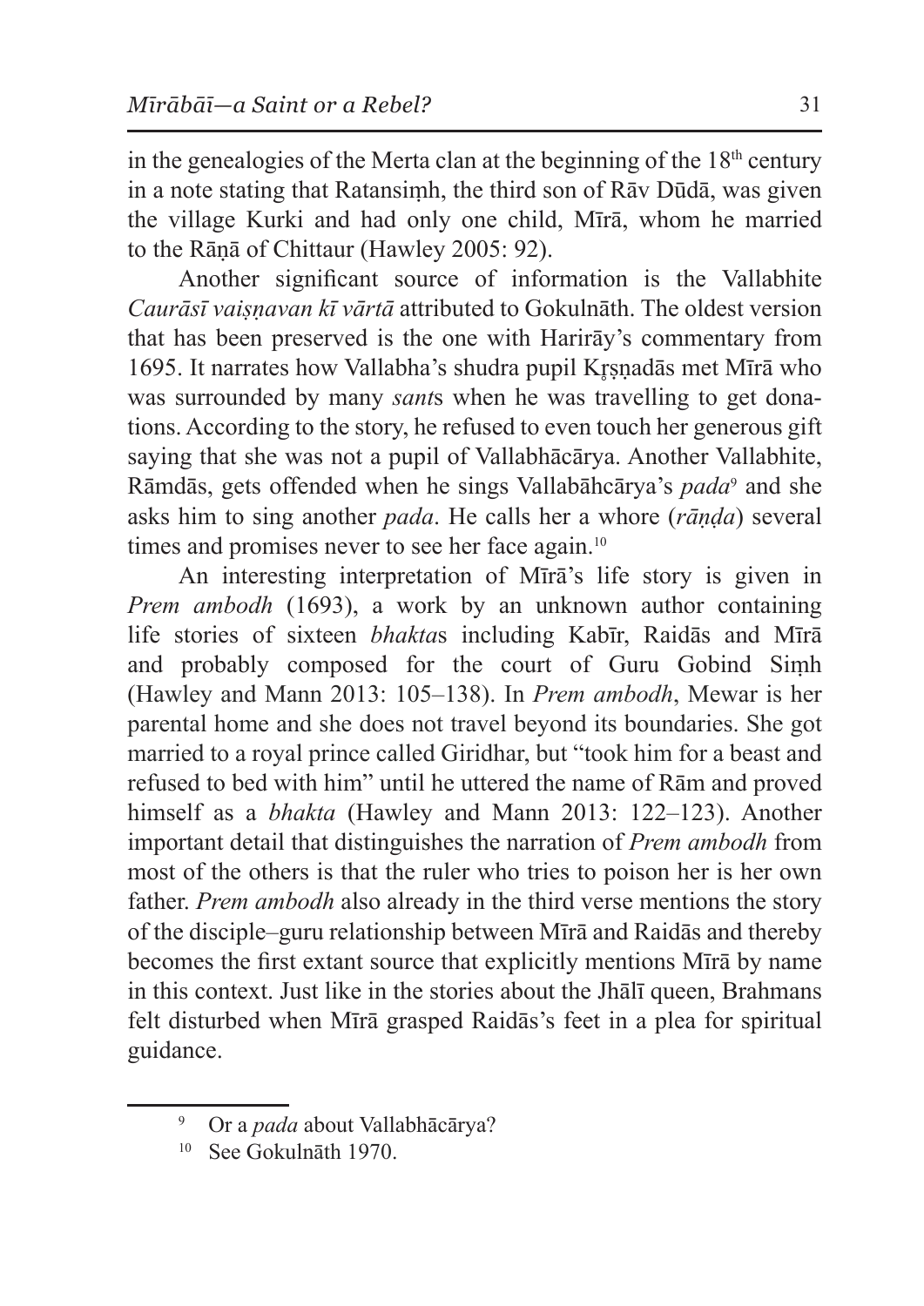in the genealogies of the Merta clan at the beginning of the 18th century in a note stating that Ratansiṃh, the third son of Rāv Dūdā, was given the village Kurki and had only one child, Mīrā, whom he married to the Rāṇā of Chittaur (Hawley 2005: 92).

Another significant source of information is the Vallabhite *Caurāsī vaiṣṇavan kī vārtā* attributed to Gokulnāth. The oldest version that has been preserved is the one with Harirāy's commentary from 1695. It narrates how Vallabha's shudra pupil Kr̥ṣṇadās met Mīrā who was surrounded by many *sant*s when he was travelling to get donations. According to the story, he refused to even touch her generous gift saying that she was not a pupil of Vallabhācārya. Another Vallabhite, Rāmdās, gets offended when he sings Vallabāhcārya's *pada*[9] and she asks him to sing another *pada*. He calls her a whore (*rāṇḍa*) several times and promises never to see her face again.[10]

An interesting interpretation of Mīrā's life story is given in *Prem ambodh* (1693), a work by an unknown author containing life stories of sixteen *bhakta*s including Kabīr, Raidās and Mīrā and probably composed for the court of Guru Gobind Siṃh (Hawley and Mann 2013: 105–138). In *Prem ambodh*, Mewar is her parental home and she does not travel beyond its boundaries. She got married to a royal prince called Giridhar, but "took him for a beast and refused to bed with him" until he uttered the name of Rām and proved himself as a *bhakta* (Hawley and Mann 2013: 122–123). Another important detail that distinguishes the narration of *Prem ambodh* from most of the others is that the ruler who tries to poison her is her own father. *Prem ambodh* also already in the third verse mentions the story of the disciple–guru relationship between Mīrā and Raidās and thereby becomes the first extant source that explicitly mentions Mīrā by name in this context. Just like in the stories about the Jhālī queen, Brahmans felt disturbed when Mīrā grasped Raidās's feet in a plea for spiritual guidance.

---

[9] Or a *pada* about Vallabhācārya?

[10] See Gokulnāth 1970.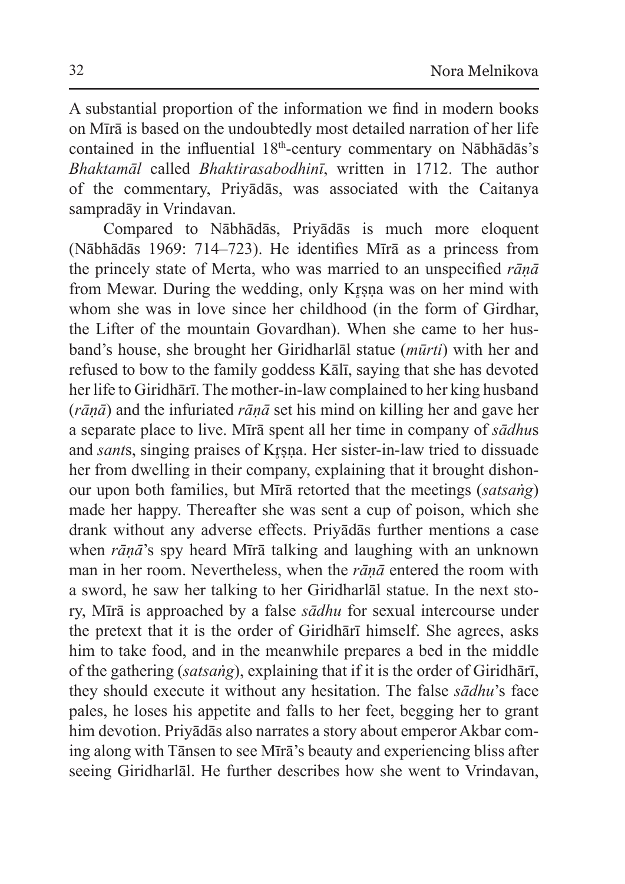A substantial proportion of the information we find in modern books on Mīrā is based on the undoubtedly most detailed narration of her life contained in the influential 18th-century commentary on Nābhādās's *Bhaktamāl* called *Bhaktirasabodhinī*, written in 1712. The author of the commentary, Priyādās, was associated with the Caitanya sampradāy in Vrindavan.

Compared to Nābhādās, Priyādās is much more eloquent (Nābhādās 1969: 714–723). He identifies Mīrā as a princess from the princely state of Merta, who was married to an unspecified *rāṇā* from Mewar. During the wedding, only Kr̥ṣṇa was on her mind with whom she was in love since her childhood (in the form of Girdhar, the Lifter of the mountain Govardhan). When she came to her husband's house, she brought her Giridharlāl statue (*mūrti*) with her and refused to bow to the family goddess Kālī, saying that she has devoted her life to Giridhārī. The mother-in-law complained to her king husband (*rāṇā*) and the infuriated *rāṇā* set his mind on killing her and gave her a separate place to live. Mīrā spent all her time in company of *sādhu*s and *sant*s, singing praises of Kr̥ṣṇa. Her sister-in-law tried to dissuade her from dwelling in their company, explaining that it brought dishonour upon both families, but Mīrā retorted that the meetings (*satsaṅg*) made her happy. Thereafter she was sent a cup of poison, which she drank without any adverse effects. Priyādās further mentions a case when *rāṇā*'s spy heard Mīrā talking and laughing with an unknown man in her room. Nevertheless, when the *rāṇā* entered the room with a sword, he saw her talking to her Giridharlāl statue. In the next story, Mīrā is approached by a false *sādhu* for sexual intercourse under the pretext that it is the order of Giridhārī himself. She agrees, asks him to take food, and in the meanwhile prepares a bed in the middle of the gathering (*satsaṅg*), explaining that if it is the order of Giridhārī, they should execute it without any hesitation. The false *sādhu*'s face pales, he loses his appetite and falls to her feet, begging her to grant him devotion. Priyādās also narrates a story about emperor Akbar coming along with Tānsen to see Mīrā's beauty and experiencing bliss after seeing Giridharlāl. He further describes how she went to Vrindavan,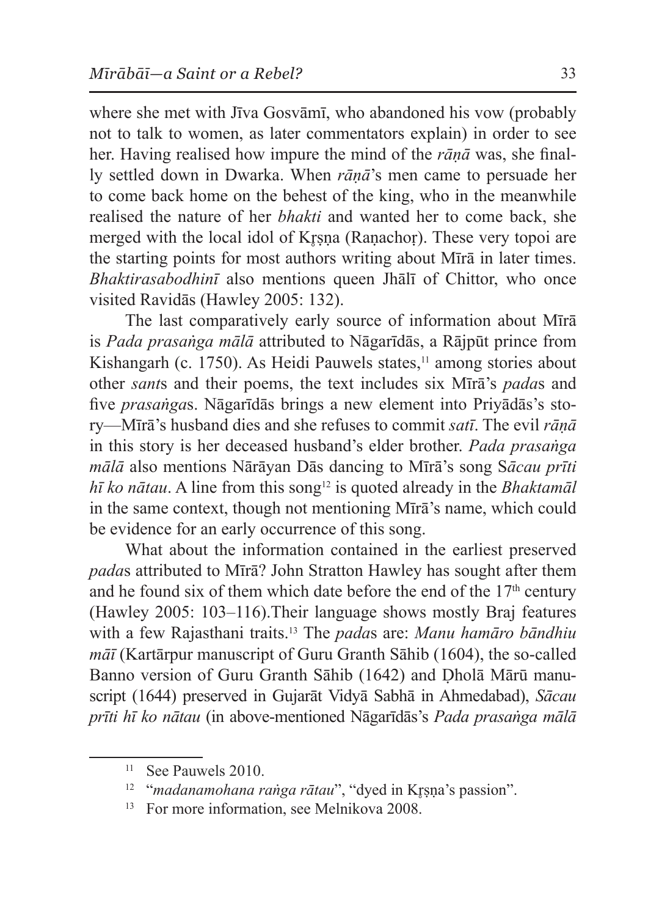where she met with Jīva Gosvāmī, who abandoned his vow (probably not to talk to women, as later commentators explain) in order to see her. Having realised how impure the mind of the *rāṇā* was, she finally settled down in Dwarka. When *rāṇā*'s men came to persuade her to come back home on the behest of the king, who in the meanwhile realised the nature of her *bhakti* and wanted her to come back, she merged with the local idol of Kr̥ṣṇa (Raṇachoṛ). These very topoi are the starting points for most authors writing about Mīrā in later times. *Bhaktirasabodhinī* also mentions queen Jhālī of Chittor, who once visited Ravidās (Hawley 2005: 132).

The last comparatively early source of information about Mīrā is *Pada prasaṅga mālā* attributed to Nāgarīdās, a Rājpūt prince from Kishangarh (c. 1750). As Heidi Pauwels states,[11] among stories about other *sant*s and their poems, the text includes six Mīrā's *pada*s and five *prasaṅga*s. Nāgarīdās brings a new element into Priyādās's story—Mīrā's husband dies and she refuses to commit *satī*. The evil *rāṇā* in this story is her deceased husband's elder brother. *Pada prasaṅga mālā* also mentions Nārāyan Dās dancing to Mīrā's song S*ācau prīti hī ko nātau*. A line from this song[12] is quoted already in the *Bhaktamāl* in the same context, though not mentioning Mīrā's name, which could be evidence for an early occurrence of this song.

What about the information contained in the earliest preserved *pada*s attributed to Mīrā? John Stratton Hawley has sought after them and he found six of them which date before the end of the 17th century (Hawley 2005: 103–116).Their language shows mostly Braj features with a few Rajasthani traits.[13] The *pada*s are: *Manu hamāro bāndhiu māī* (Kartārpur manuscript of Guru Granth Sāhib (1604), the so-called Banno version of Guru Granth Sāhib (1642) and Ḍholā Mārū manuscript (1644) preserved in Gujarāt Vidyā Sabhā in Ahmedabad), *Sācau prīti hī ko nātau* (in above-mentioned Nāgarīdās's *Pada prasaṅga mālā*

---

[11] See Pauwels 2010.

[12] "*madanamohana raṅga rātau*", "dyed in Kr̥ṣṇa's passion".

[13] For more information, see Melnikova 2008.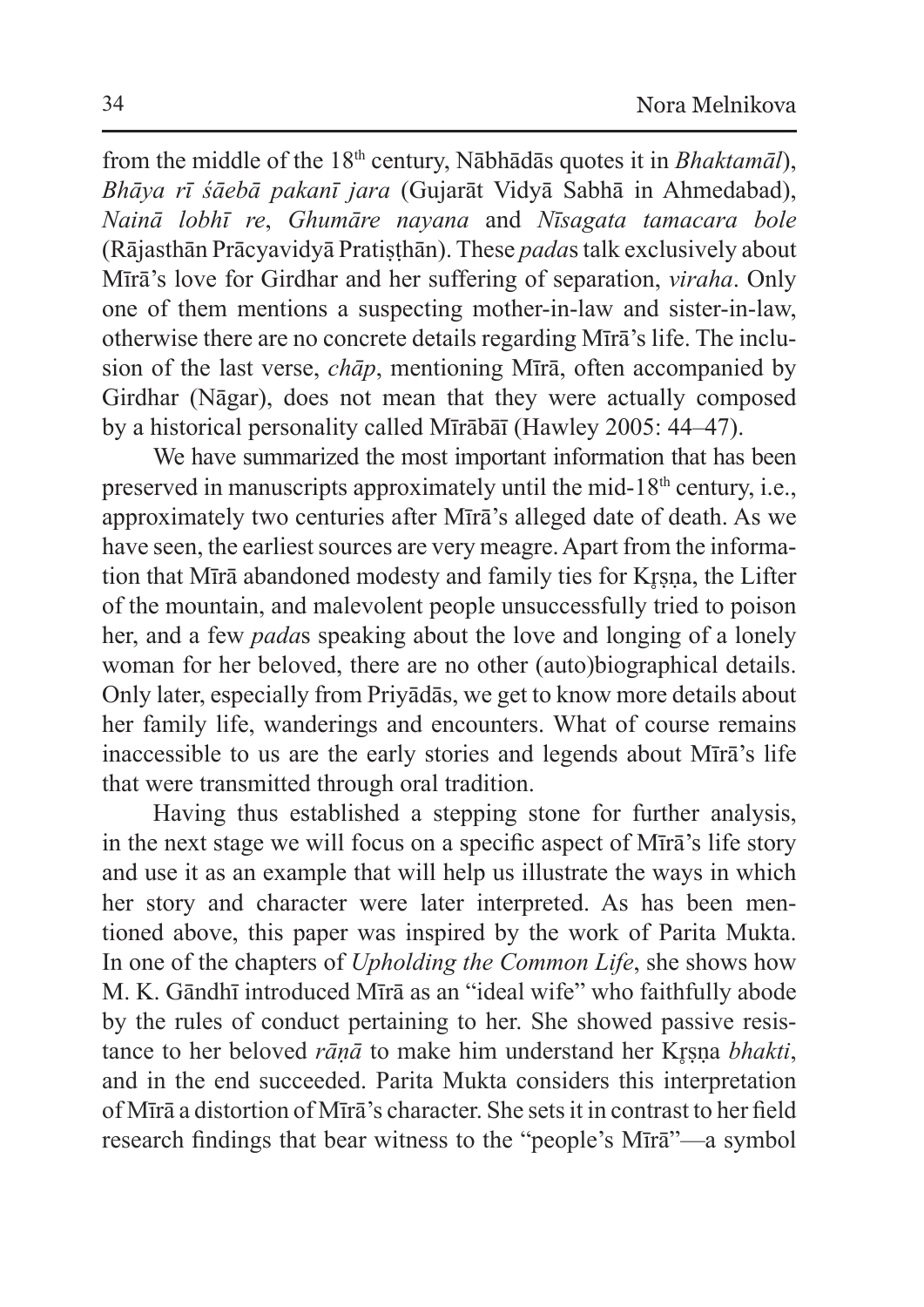from the middle of the 18th century, Nābhādās quotes it in *Bhaktamāl*), *Bhāya rī śāebā pakanī jara* (Gujarāt Vidyā Sabhā in Ahmedabad), *Nainā lobhī re*, *Ghumāre nayana* and *Nīsagata tamacara bole* (Rājasthān Prācyavidyā Pratiṣṭhān). These *pada*s talk exclusively about Mīrā's love for Girdhar and her suffering of separation, *viraha*. Only one of them mentions a suspecting mother-in-law and sister-in-law, otherwise there are no concrete details regarding Mīrā's life. The inclusion of the last verse, *chāp*, mentioning Mīrā, often accompanied by Girdhar (Nāgar), does not mean that they were actually composed by a historical personality called Mīrābāī (Hawley 2005: 44–47).

We have summarized the most important information that has been preserved in manuscripts approximately until the mid-18th century, i.e., approximately two centuries after Mīrā's alleged date of death. As we have seen, the earliest sources are very meagre. Apart from the information that Mīrā abandoned modesty and family ties for Kṛṣṇa, the Lifter of the mountain, and malevolent people unsuccessfully tried to poison her, and a few *pada*s speaking about the love and longing of a lonely woman for her beloved, there are no other (auto)biographical details. Only later, especially from Priyādās, we get to know more details about her family life, wanderings and encounters. What of course remains inaccessible to us are the early stories and legends about Mīrā's life that were transmitted through oral tradition.

Having thus established a stepping stone for further analysis, in the next stage we will focus on a specific aspect of Mīrā's life story and use it as an example that will help us illustrate the ways in which her story and character were later interpreted. As has been mentioned above, this paper was inspired by the work of Parita Mukta. In one of the chapters of *Upholding the Common Life*, she shows how M. K. Gāndhī introduced Mīrā as an "ideal wife" who faithfully abode by the rules of conduct pertaining to her. She showed passive resistance to her beloved *rāṇā* to make him understand her Kṛṣṇa *bhakti*, and in the end succeeded. Parita Mukta considers this interpretation of Mīrā a distortion of Mīrā's character. She sets it in contrast to her field research findings that bear witness to the "people's Mīrā"—a symbol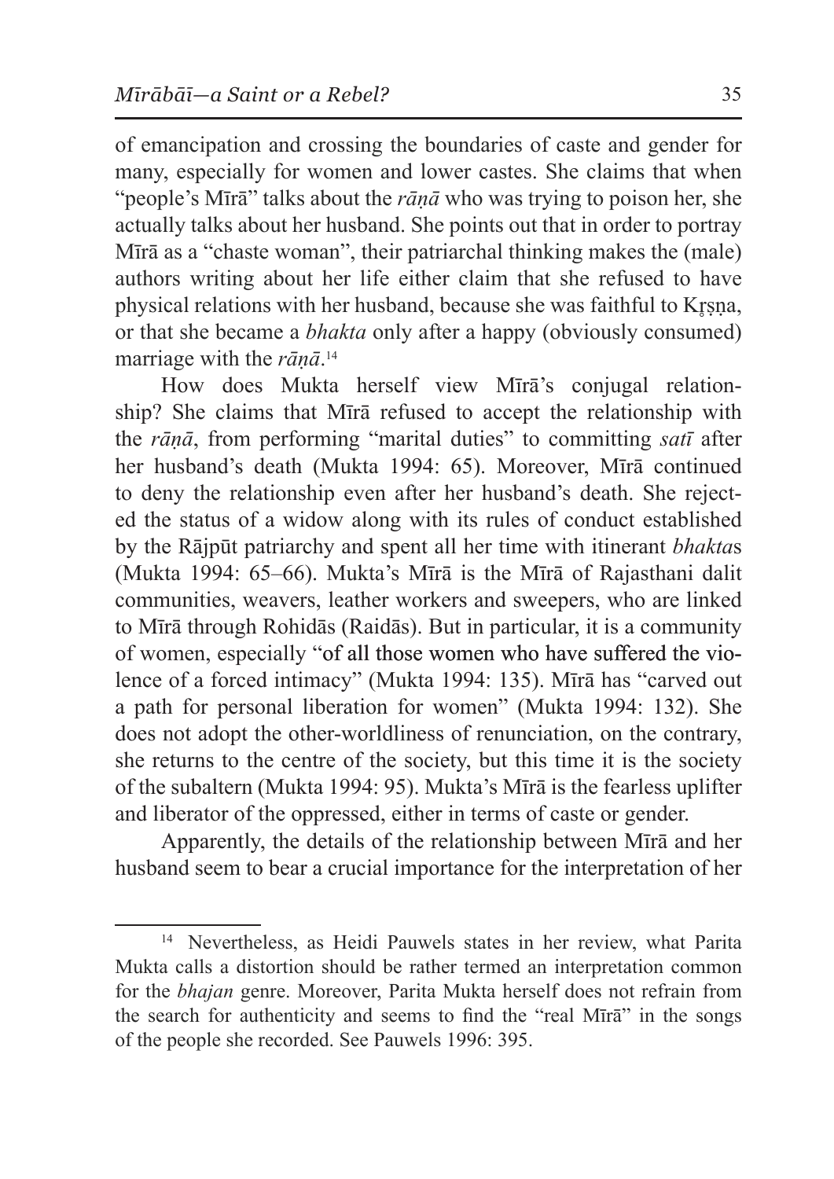of emancipation and crossing the boundaries of caste and gender for many, especially for women and lower castes. She claims that when "people's Mīrā" talks about the *rāṇā* who was trying to poison her, she actually talks about her husband. She points out that in order to portray Mīrā as a "chaste woman", their patriarchal thinking makes the (male) authors writing about her life either claim that she refused to have physical relations with her husband, because she was faithful to Kr̥ṣṇa, or that she became a *bhakta* only after a happy (obviously consumed) marriage with the *rāṇā*.[14]

How does Mukta herself view Mīrā's conjugal relationship? She claims that Mīrā refused to accept the relationship with the *rāṇā*, from performing "marital duties" to committing *satī* after her husband's death (Mukta 1994: 65). Moreover, Mīrā continued to deny the relationship even after her husband's death. She rejected the status of a widow along with its rules of conduct established by the Rājpūt patriarchy and spent all her time with itinerant *bhakta*s (Mukta 1994: 65–66). Mukta's Mīrā is the Mīrā of Rajasthani dalit communities, weavers, leather workers and sweepers, who are linked to Mīrā through Rohidās (Raidās). But in particular, it is a community of women, especially "of all those women who have suffered the violence of a forced intimacy" (Mukta 1994: 135). Mīrā has "carved out a path for personal liberation for women" (Mukta 1994: 132). She does not adopt the other-worldliness of renunciation, on the contrary, she returns to the centre of the society, but this time it is the society of the subaltern (Mukta 1994: 95). Mukta's Mīrā is the fearless uplifter and liberator of the oppressed, either in terms of caste or gender.

Apparently, the details of the relationship between Mīrā and her husband seem to bear a crucial importance for the interpretation of her

---

[14] Nevertheless, as Heidi Pauwels states in her review, what Parita Mukta calls a distortion should be rather termed an interpretation common for the *bhajan* genre. Moreover, Parita Mukta herself does not refrain from the search for authenticity and seems to find the "real Mīrā" in the songs of the people she recorded. See Pauwels 1996: 395.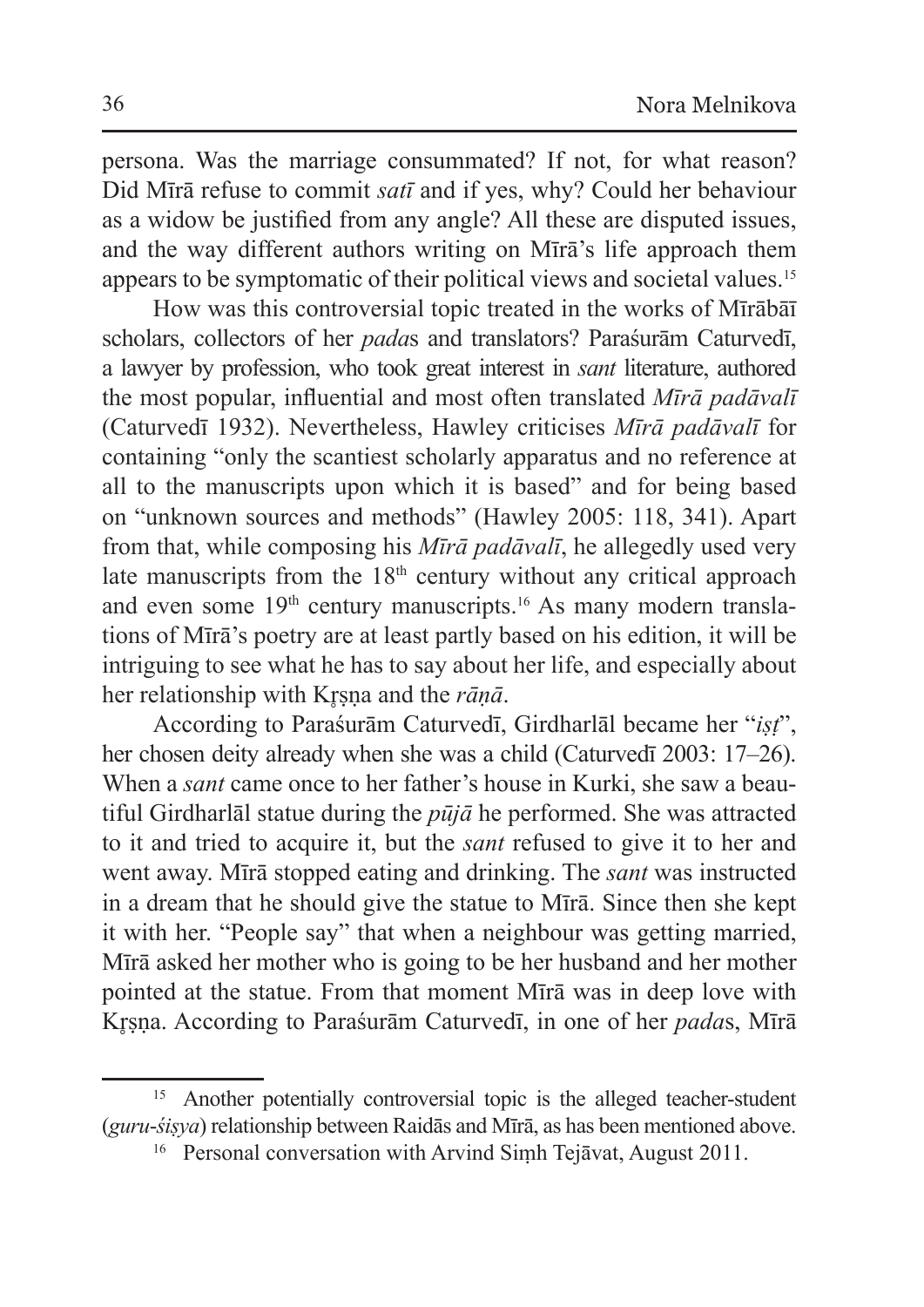persona. Was the marriage consummated? If not, for what reason? Did Mīrā refuse to commit *satī* and if yes, why? Could her behaviour as a widow be justified from any angle? All these are disputed issues, and the way different authors writing on Mīrā's life approach them appears to be symptomatic of their political views and societal values.[15]

How was this controversial topic treated in the works of Mīrābāī scholars, collectors of her *pada*s and translators? Paraśurām Caturvedī, a lawyer by profession, who took great interest in *sant* literature, authored the most popular, influential and most often translated *Mīrā padāvalī* (Caturvedī 1932). Nevertheless, Hawley criticises *Mīrā padāvalī* for containing "only the scantiest scholarly apparatus and no reference at all to the manuscripts upon which it is based" and for being based on "unknown sources and methods" (Hawley 2005: 118, 341). Apart from that, while composing his *Mīrā padāvalī*, he allegedly used very late manuscripts from the 18th century without any critical approach and even some 19th century manuscripts.[16] As many modern translations of Mīrā's poetry are at least partly based on his edition, it will be intriguing to see what he has to say about her life, and especially about her relationship with Kṛṣṇa and the *rāṇā*.

According to Paraśurām Caturvedī, Girdharlāl became her "*iṣṭ*", her chosen deity already when she was a child (Caturvedī 2003: 17–26). When a *sant* came once to her father's house in Kurki, she saw a beautiful Girdharlāl statue during the *pūjā* he performed. She was attracted to it and tried to acquire it, but the *sant* refused to give it to her and went away. Mīrā stopped eating and drinking. The *sant* was instructed in a dream that he should give the statue to Mīrā. Since then she kept it with her. "People say" that when a neighbour was getting married, Mīrā asked her mother who is going to be her husband and her mother pointed at the statue. From that moment Mīrā was in deep love with Kṛṣṇa. According to Paraśurām Caturvedī, in one of her *pada*s, Mīrā

[15] Another potentially controversial topic is the alleged teacher-student (*guru-śiṣya*) relationship between Raidās and Mīrā, as has been mentioned above.

[16] Personal conversation with Arvind Siṃh Tejāvat, August 2011.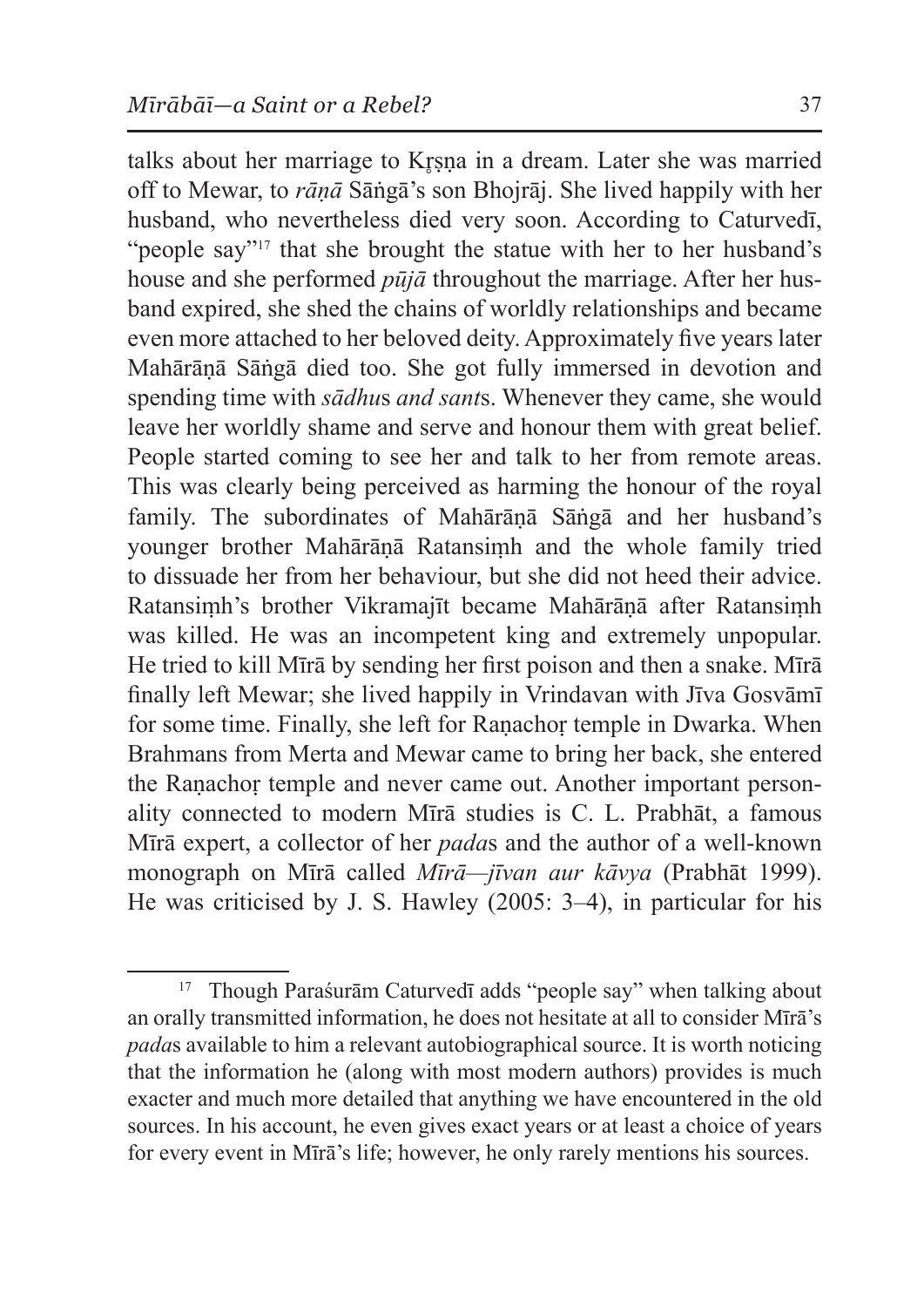talks about her marriage to Kṛṣṇa in a dream. Later she was married off to Mewar, to *rāṇā* Sāṅgā's son Bhojrāj. She lived happily with her husband, who nevertheless died very soon. According to Caturvedī, "people say"[17] that she brought the statue with her to her husband's house and she performed *pūjā* throughout the marriage. After her husband expired, she shed the chains of worldly relationships and became even more attached to her beloved deity. Approximately five years later Mahārāṇā Sāṅgā died too. She got fully immersed in devotion and spending time with *sādhu*s *and sant*s. Whenever they came, she would leave her worldly shame and serve and honour them with great belief. People started coming to see her and talk to her from remote areas. This was clearly being perceived as harming the honour of the royal family. The subordinates of Mahārāṇā Sāṅgā and her husband's younger brother Mahārāṇā Ratansiṃh and the whole family tried to dissuade her from her behaviour, but she did not heed their advice. Ratansiṃh's brother Vikramajīt became Mahārāṇā after Ratansiṃh was killed. He was an incompetent king and extremely unpopular. He tried to kill Mīrā by sending her first poison and then a snake. Mīrā finally left Mewar; she lived happily in Vrindavan with Jīva Gosvāmī for some time. Finally, she left for Raṇachoṛ temple in Dwarka. When Brahmans from Merta and Mewar came to bring her back, she entered the Raṇachoṛ temple and never came out. Another important personality connected to modern Mīrā studies is C. L. Prabhāt, a famous Mīrā expert, a collector of her *pada*s and the author of a well-known monograph on Mīrā called *Mīrā—jīvan aur kāvya* (Prabhāt 1999). He was criticised by J. S. Hawley (2005: 3–4), in particular for his

---

[17] Though Paraśurām Caturvedī adds "people say" when talking about an orally transmitted information, he does not hesitate at all to consider Mīrā's *pada*s available to him a relevant autobiographical source. It is worth noticing that the information he (along with most modern authors) provides is much exacter and much more detailed that anything we have encountered in the old sources. In his account, he even gives exact years or at least a choice of years for every event in Mīrā's life; however, he only rarely mentions his sources.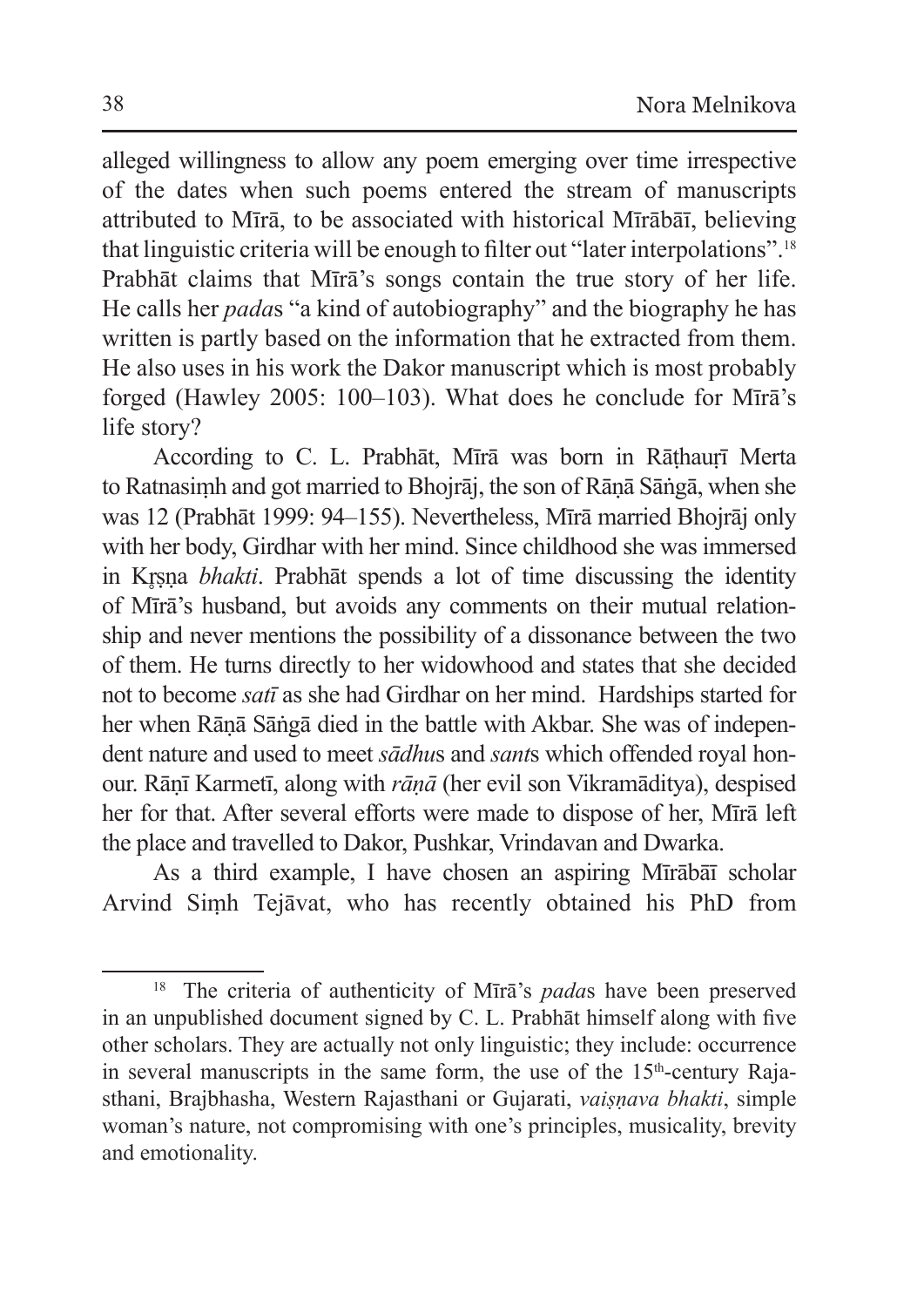alleged willingness to allow any poem emerging over time irrespective of the dates when such poems entered the stream of manuscripts attributed to Mīrā, to be associated with historical Mīrābāī, believing that linguistic criteria will be enough to filter out "later interpolations".[18] Prabhāt claims that Mīrā's songs contain the true story of her life. He calls her *pada*s "a kind of autobiography" and the biography he has written is partly based on the information that he extracted from them. He also uses in his work the Dakor manuscript which is most probably forged (Hawley 2005: 100–103). What does he conclude for Mīrā's life story?

According to C. L. Prabhāt, Mīrā was born in Rāṭhauṛī Merta to Ratnasiṃh and got married to Bhojrāj, the son of Rāṇā Sāṅgā, when she was 12 (Prabhāt 1999: 94–155). Nevertheless, Mīrā married Bhojrāj only with her body, Girdhar with her mind. Since childhood she was immersed in Kr̥ṣṇa *bhakti*. Prabhāt spends a lot of time discussing the identity of Mīrā's husband, but avoids any comments on their mutual relationship and never mentions the possibility of a dissonance between the two of them. He turns directly to her widowhood and states that she decided not to become *satī* as she had Girdhar on her mind. Hardships started for her when Rāṇā Sāṅgā died in the battle with Akbar. She was of independent nature and used to meet *sādhu*s and *sant*s which offended royal honour. Rāṇī Karmetī, along with *rāṇā* (her evil son Vikramāditya), despised her for that. After several efforts were made to dispose of her, Mīrā left the place and travelled to Dakor, Pushkar, Vrindavan and Dwarka.

As a third example, I have chosen an aspiring Mīrābāī scholar Arvind Siṃh Tejāvat, who has recently obtained his PhD from

---

[18] The criteria of authenticity of Mīrā's *pada*s have been preserved in an unpublished document signed by C. L. Prabhāt himself along with five other scholars. They are actually not only linguistic; they include: occurrence in several manuscripts in the same form, the use of the 15th-century Rajasthani, Brajbhasha, Western Rajasthani or Gujarati, *vaiṣṇava bhakti*, simple woman's nature, not compromising with one's principles, musicality, brevity and emotionality.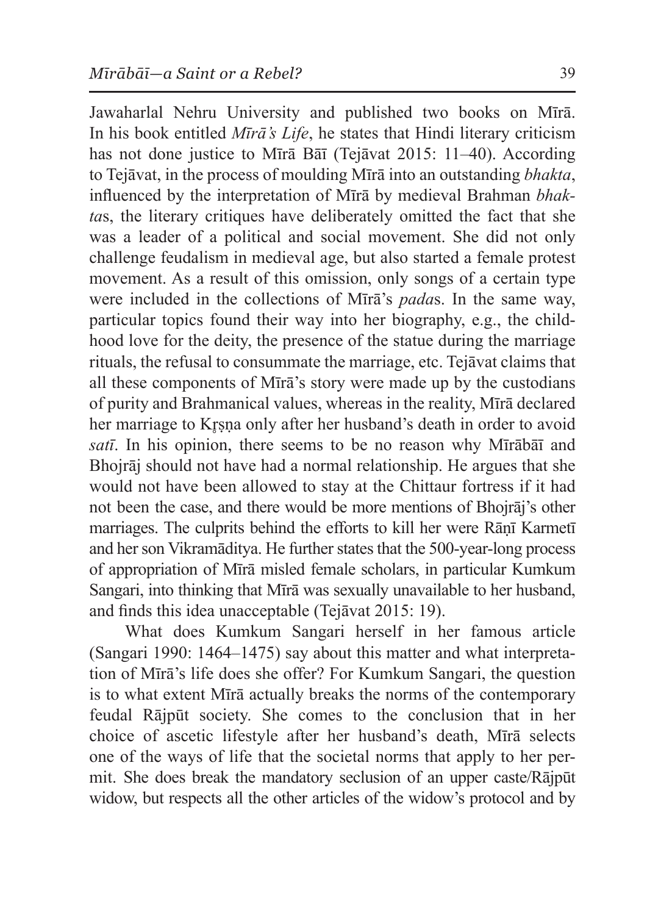Jawaharlal Nehru University and published two books on Mīrā. In his book entitled *Mīrā's Life*, he states that Hindi literary criticism has not done justice to Mīrā Bāī (Tejāvat 2015: 11–40). According to Tejāvat, in the process of moulding Mīrā into an outstanding *bhakta*, influenced by the interpretation of Mīrā by medieval Brahman *bhakta*s, the literary critiques have deliberately omitted the fact that she was a leader of a political and social movement. She did not only challenge feudalism in medieval age, but also started a female protest movement. As a result of this omission, only songs of a certain type were included in the collections of Mīrā's *pada*s. In the same way, particular topics found their way into her biography, e.g., the childhood love for the deity, the presence of the statue during the marriage rituals, the refusal to consummate the marriage, etc. Tejāvat claims that all these components of Mīrā's story were made up by the custodians of purity and Brahmanical values, whereas in the reality, Mīrā declared her marriage to Kr̥ṣṇa only after her husband's death in order to avoid *satī*. In his opinion, there seems to be no reason why Mīrābāī and Bhojrāj should not have had a normal relationship. He argues that she would not have been allowed to stay at the Chittaur fortress if it had not been the case, and there would be more mentions of Bhojrāj's other marriages. The culprits behind the efforts to kill her were Rāṇī Karmetī and her son Vikramāditya. He further states that the 500-year-long process of appropriation of Mīrā misled female scholars, in particular Kumkum Sangari, into thinking that Mīrā was sexually unavailable to her husband, and finds this idea unacceptable (Tejāvat 2015: 19).

What does Kumkum Sangari herself in her famous article (Sangari 1990: 1464–1475) say about this matter and what interpretation of Mīrā's life does she offer? For Kumkum Sangari, the question is to what extent Mīrā actually breaks the norms of the contemporary feudal Rājpūt society. She comes to the conclusion that in her choice of ascetic lifestyle after her husband's death, Mīrā selects one of the ways of life that the societal norms that apply to her permit. She does break the mandatory seclusion of an upper caste/Rājpūt widow, but respects all the other articles of the widow's protocol and by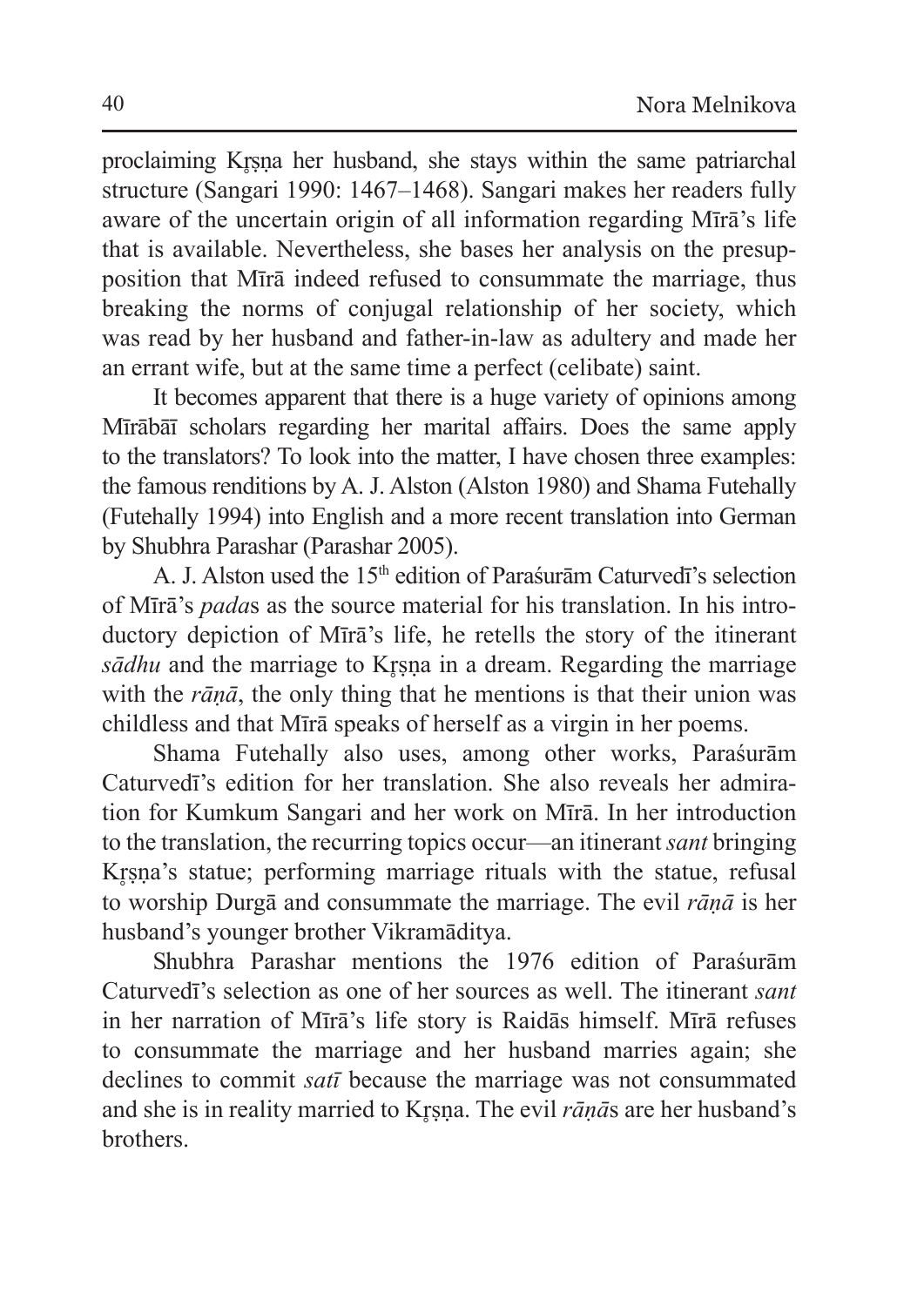proclaiming Kṛṣṇa her husband, she stays within the same patriarchal structure (Sangari 1990: 1467–1468). Sangari makes her readers fully aware of the uncertain origin of all information regarding Mīrā's life that is available. Nevertheless, she bases her analysis on the presupposition that Mīrā indeed refused to consummate the marriage, thus breaking the norms of conjugal relationship of her society, which was read by her husband and father-in-law as adultery and made her an errant wife, but at the same time a perfect (celibate) saint.

It becomes apparent that there is a huge variety of opinions among Mīrābāī scholars regarding her marital affairs. Does the same apply to the translators? To look into the matter, I have chosen three examples: the famous renditions by A. J. Alston (Alston 1980) and Shama Futehally (Futehally 1994) into English and a more recent translation into German by Shubhra Parashar (Parashar 2005).

A. J. Alston used the 15th edition of Paraśurām Caturvedī's selection of Mīrā's *pada*s as the source material for his translation. In his introductory depiction of Mīrā's life, he retells the story of the itinerant *sādhu* and the marriage to Kṛṣṇa in a dream. Regarding the marriage with the *rāṇā*, the only thing that he mentions is that their union was childless and that Mīrā speaks of herself as a virgin in her poems.

Shama Futehally also uses, among other works, Paraśurām Caturvedī's edition for her translation. She also reveals her admiration for Kumkum Sangari and her work on Mīrā. In her introduction to the translation, the recurring topics occur—an itinerant *sant* bringing Kṛṣṇa's statue; performing marriage rituals with the statue, refusal to worship Durgā and consummate the marriage. The evil *rāṇā* is her husband's younger brother Vikramāditya.

Shubhra Parashar mentions the 1976 edition of Paraśurām Caturvedī's selection as one of her sources as well. The itinerant *sant* in her narration of Mīrā's life story is Raidās himself. Mīrā refuses to consummate the marriage and her husband marries again; she declines to commit *satī* because the marriage was not consummated and she is in reality married to Kṛṣṇa. The evil *rāṇā*s are her husband's brothers.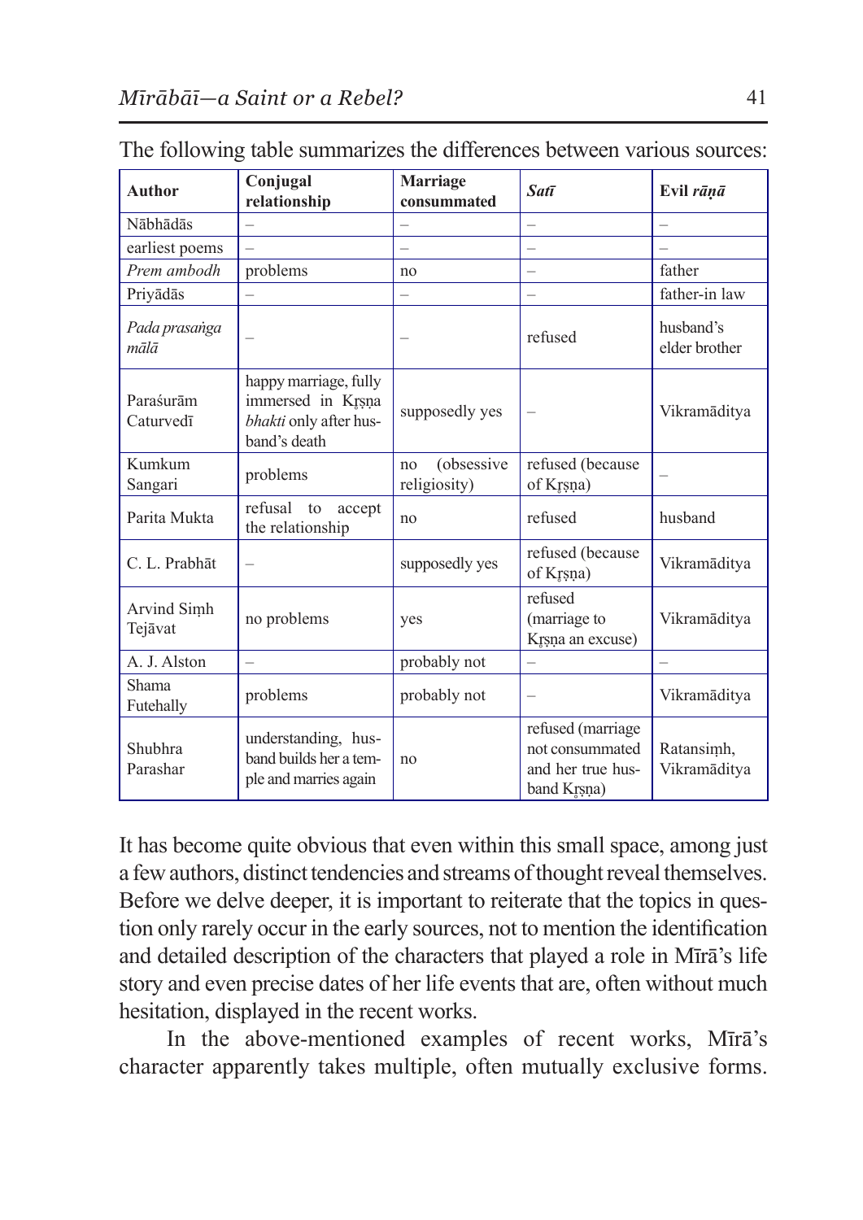The following table summarizes the differences between various sources:

| Author | Conjugal relationship | Marriage consummated | *Satī* | Evil *rāṇā* |
|---|---|---|---|---|
| Nābhādās | – | – | – | – |
| earliest poems | – | – | – | – |
| *Prem ambodh* | problems | no | – | father |
| Priyādās | – | – | – | father-in law |
| *Pada prasaṅga mālā* | – | – | refused | husband's elder brother |
| Paraśurām Caturvedī | happy marriage, fully immersed in Kṛṣṇa *bhakti* only after husband's death | supposedly yes | – | Vikramāditya |
| Kumkum Sangari | problems | no (obsessive religiosity) | refused (because of Kṛṣṇa) | – |
| Parita Mukta | refusal to accept the relationship | no | refused | husband |
| C. L. Prabhāt | – | supposedly yes | refused (because of Kṛṣṇa) | Vikramāditya |
| Arvind Siṃh Tejāvat | no problems | yes | refused (marriage to Kṛṣṇa an excuse) | Vikramāditya |
| A. J. Alston | – | probably not | – | – |
| Shama Futehally | problems | probably not | – | Vikramāditya |
| Shubhra Parashar | understanding, husband builds her a temple and marries again | no | refused (marriage not consummated and her true husband Kṛṣṇa) | Ratansiṃh, Vikramāditya |

It has become quite obvious that even within this small space, among just a few authors, distinct tendencies and streams of thought reveal themselves. Before we delve deeper, it is important to reiterate that the topics in question only rarely occur in the early sources, not to mention the identification and detailed description of the characters that played a role in Mīrā's life story and even precise dates of her life events that are, often without much hesitation, displayed in the recent works.

In the above-mentioned examples of recent works, Mīrā's character apparently takes multiple, often mutually exclusive forms.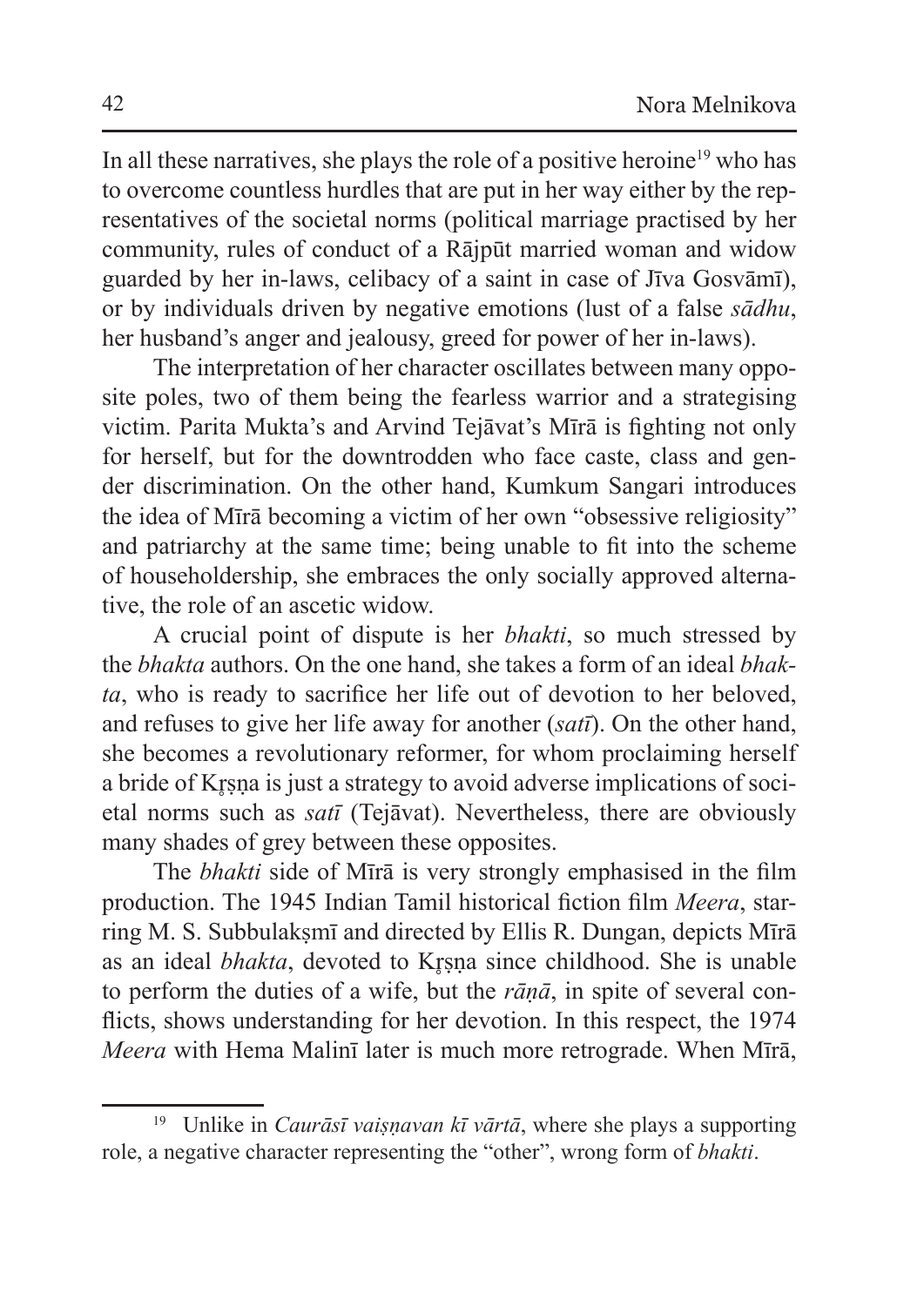In all these narratives, she plays the role of a positive heroine[19] who has to overcome countless hurdles that are put in her way either by the representatives of the societal norms (political marriage practised by her community, rules of conduct of a Rājpūt married woman and widow guarded by her in-laws, celibacy of a saint in case of Jīva Gosvāmī), or by individuals driven by negative emotions (lust of a false *sādhu*, her husband's anger and jealousy, greed for power of her in-laws).

The interpretation of her character oscillates between many opposite poles, two of them being the fearless warrior and a strategising victim. Parita Mukta's and Arvind Tejāvat's Mīrā is fighting not only for herself, but for the downtrodden who face caste, class and gender discrimination. On the other hand, Kumkum Sangari introduces the idea of Mīrā becoming a victim of her own "obsessive religiosity" and patriarchy at the same time; being unable to fit into the scheme of householdership, she embraces the only socially approved alternative, the role of an ascetic widow.

A crucial point of dispute is her *bhakti*, so much stressed by the *bhakta* authors. On the one hand, she takes a form of an ideal *bhakta*, who is ready to sacrifice her life out of devotion to her beloved, and refuses to give her life away for another (*satī*). On the other hand, she becomes a revolutionary reformer, for whom proclaiming herself a bride of Kr̥ṣṇa is just a strategy to avoid adverse implications of societal norms such as *satī* (Tejāvat). Nevertheless, there are obviously many shades of grey between these opposites.

The *bhakti* side of Mīrā is very strongly emphasised in the film production. The 1945 Indian Tamil historical fiction film *Meera*, starring M. S. Subbulakṣmī and directed by Ellis R. Dungan, depicts Mīrā as an ideal *bhakta*, devoted to Kr̥ṣṇa since childhood. She is unable to perform the duties of a wife, but the *rāṇā*, in spite of several conflicts, shows understanding for her devotion. In this respect, the 1974 *Meera* with Hema Malinī later is much more retrograde. When Mīrā,

[19] Unlike in *Caurāsī vaiṣṇavan kī vārtā*, where she plays a supporting role, a negative character representing the "other", wrong form of *bhakti*.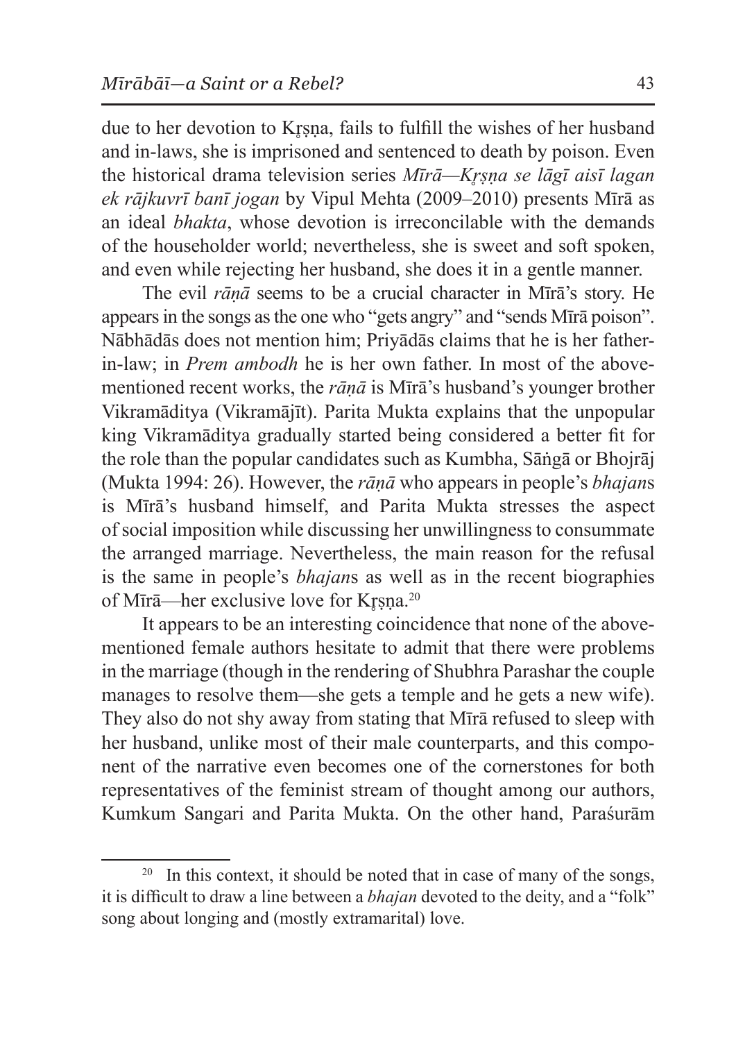due to her devotion to Kṛṣṇa, fails to fulfill the wishes of her husband and in-laws, she is imprisoned and sentenced to death by poison. Even the historical drama television series *Mīrā—Kṛṣṇa se lāgī aisī lagan ek rājkuvrī banī jogan* by Vipul Mehta (2009–2010) presents Mīrā as an ideal *bhakta*, whose devotion is irreconcilable with the demands of the householder world; nevertheless, she is sweet and soft spoken, and even while rejecting her husband, she does it in a gentle manner.

The evil *rāṇā* seems to be a crucial character in Mīrā's story. He appears in the songs as the one who "gets angry" and "sends Mīrā poison". Nābhādās does not mention him; Priyādās claims that he is her father-in-law; in *Prem ambodh* he is her own father. In most of the above-mentioned recent works, the *rāṇā* is Mīrā's husband's younger brother Vikramāditya (Vikramājīt). Parita Mukta explains that the unpopular king Vikramāditya gradually started being considered a better fit for the role than the popular candidates such as Kumbha, Sāṅgā or Bhojrāj (Mukta 1994: 26). However, the *rāṇā* who appears in people's *bhajan*s is Mīrā's husband himself, and Parita Mukta stresses the aspect of social imposition while discussing her unwillingness to consummate the arranged marriage. Nevertheless, the main reason for the refusal is the same in people's *bhajan*s as well as in the recent biographies of Mīrā—her exclusive love for Kṛṣṇa.[20]

It appears to be an interesting coincidence that none of the above-mentioned female authors hesitate to admit that there were problems in the marriage (though in the rendering of Shubhra Parashar the couple manages to resolve them—she gets a temple and he gets a new wife). They also do not shy away from stating that Mīrā refused to sleep with her husband, unlike most of their male counterparts, and this component of the narrative even becomes one of the cornerstones for both representatives of the feminist stream of thought among our authors, Kumkum Sangari and Parita Mukta. On the other hand, Paraśurām

---

[20] In this context, it should be noted that in case of many of the songs, it is difficult to draw a line between a *bhajan* devoted to the deity, and a "folk" song about longing and (mostly extramarital) love.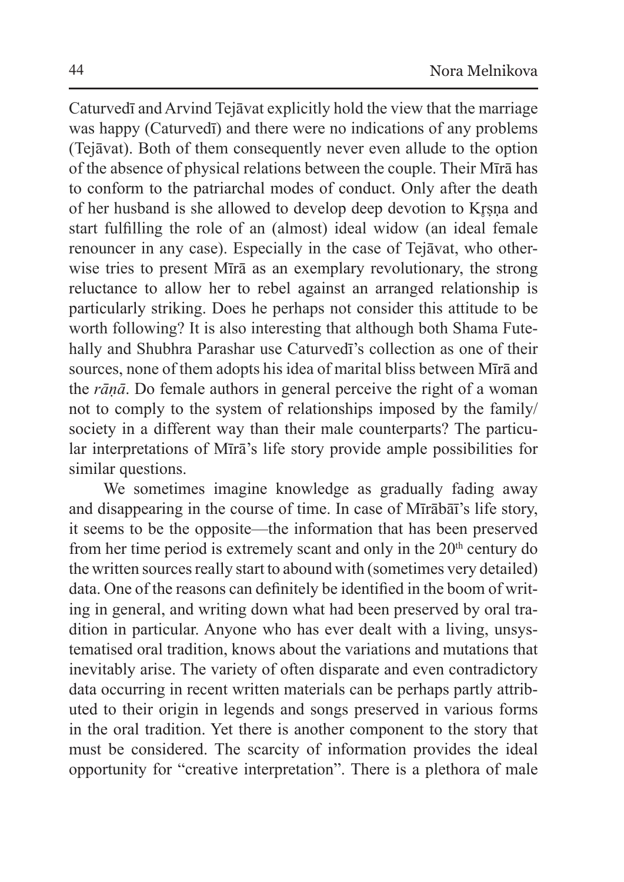Caturvedī and Arvind Tejāvat explicitly hold the view that the marriage was happy (Caturvedī) and there were no indications of any problems (Tejāvat). Both of them consequently never even allude to the option of the absence of physical relations between the couple. Their Mīrā has to conform to the patriarchal modes of conduct. Only after the death of her husband is she allowed to develop deep devotion to Kṛṣṇa and start fulfilling the role of an (almost) ideal widow (an ideal female renouncer in any case). Especially in the case of Tejāvat, who otherwise tries to present Mīrā as an exemplary revolutionary, the strong reluctance to allow her to rebel against an arranged relationship is particularly striking. Does he perhaps not consider this attitude to be worth following? It is also interesting that although both Shama Futehally and Shubhra Parashar use Caturvedī's collection as one of their sources, none of them adopts his idea of marital bliss between Mīrā and the *rāṇā*. Do female authors in general perceive the right of a woman not to comply to the system of relationships imposed by the family/society in a different way than their male counterparts? The particular interpretations of Mīrā's life story provide ample possibilities for similar questions.

We sometimes imagine knowledge as gradually fading away and disappearing in the course of time. In case of Mīrābāī's life story, it seems to be the opposite—the information that has been preserved from her time period is extremely scant and only in the 20th century do the written sources really start to abound with (sometimes very detailed) data. One of the reasons can definitely be identified in the boom of writing in general, and writing down what had been preserved by oral tradition in particular. Anyone who has ever dealt with a living, unsystematised oral tradition, knows about the variations and mutations that inevitably arise. The variety of often disparate and even contradictory data occurring in recent written materials can be perhaps partly attributed to their origin in legends and songs preserved in various forms in the oral tradition. Yet there is another component to the story that must be considered. The scarcity of information provides the ideal opportunity for "creative interpretation". There is a plethora of male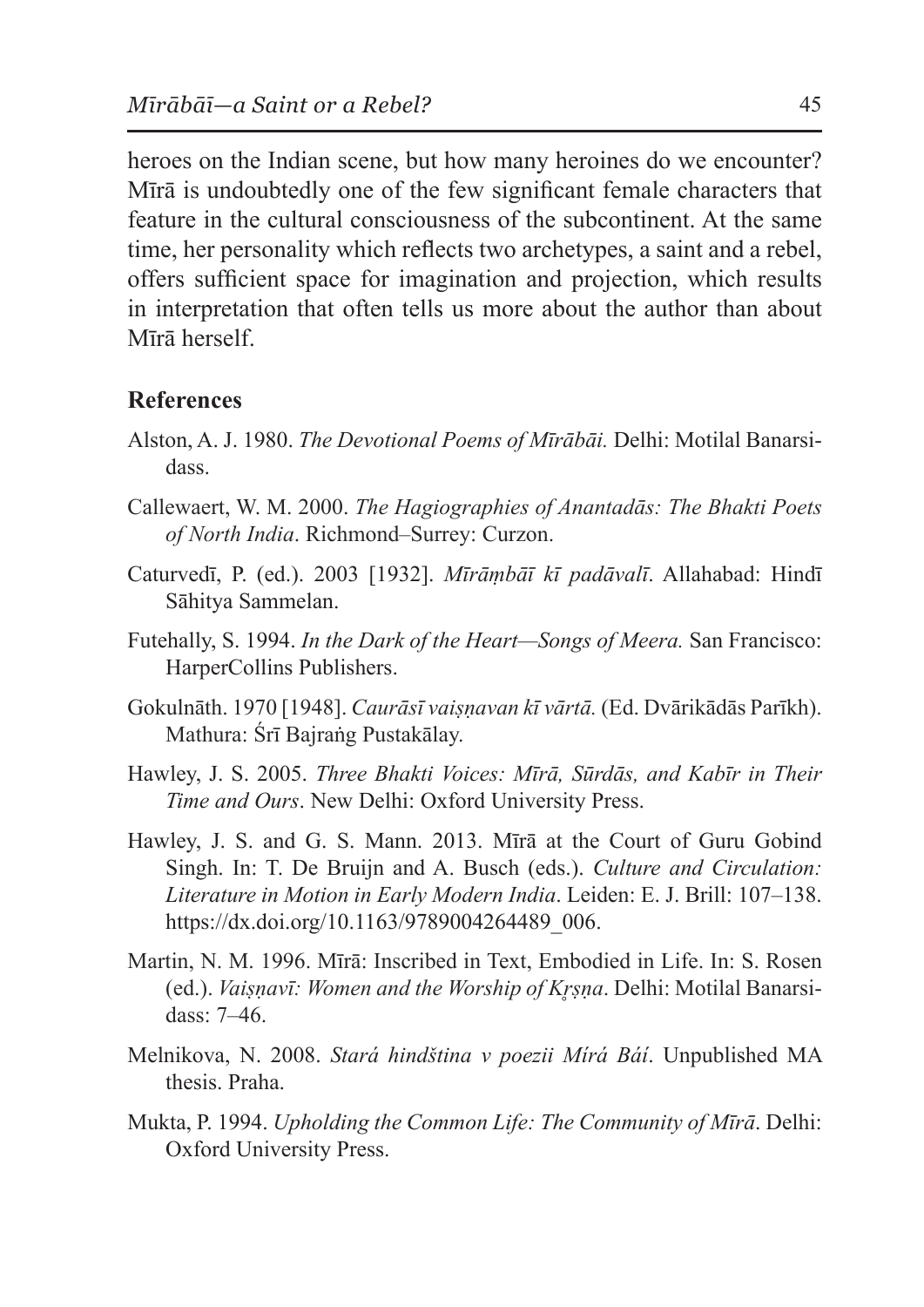heroes on the Indian scene, but how many heroines do we encounter? Mīrā is undoubtedly one of the few significant female characters that feature in the cultural consciousness of the subcontinent. At the same time, her personality which reflects two archetypes, a saint and a rebel, offers sufficient space for imagination and projection, which results in interpretation that often tells us more about the author than about Mīrā herself.

## References

Alston, A. J. 1980. *The Devotional Poems of Mīrābāi.* Delhi: Motilal Banarsidass.

Callewaert, W. M. 2000. *The Hagiographies of Anantadās: The Bhakti Poets of North India*. Richmond–Surrey: Curzon.

Caturvedī, P. (ed.). 2003 [1932]. *Mīrāṃbāī kī padāvalī*. Allahabad: Hindī Sāhitya Sammelan.

Futehally, S. 1994. *In the Dark of the Heart—Songs of Meera.* San Francisco: HarperCollins Publishers.

Gokulnāth. 1970 [1948]. *Caurāsī vaiṣṇavan kī vārtā.* (Ed. Dvārikādās Parīkh). Mathura: Śrī Bajraṅg Pustakālay.

Hawley, J. S. 2005. *Three Bhakti Voices: Mīrā, Sūrdās, and Kabīr in Their Time and Ours*. New Delhi: Oxford University Press.

Hawley, J. S. and G. S. Mann. 2013. Mīrā at the Court of Guru Gobind Singh. In: T. De Bruijn and A. Busch (eds.). *Culture and Circulation: Literature in Motion in Early Modern India*. Leiden: E. J. Brill: 107–138. https://dx.doi.org/10.1163/9789004264489_006.

Martin, N. M. 1996. Mīrā: Inscribed in Text, Embodied in Life. In: S. Rosen (ed.). *Vaiṣṇavī: Women and the Worship of Kṛṣṇa*. Delhi: Motilal Banarsidass: 7–46.

Melnikova, N. 2008. *Stará hindština v poezii Mírá Bái*. Unpublished MA thesis. Praha.

Mukta, P. 1994. *Upholding the Common Life: The Community of Mīrā*. Delhi: Oxford University Press.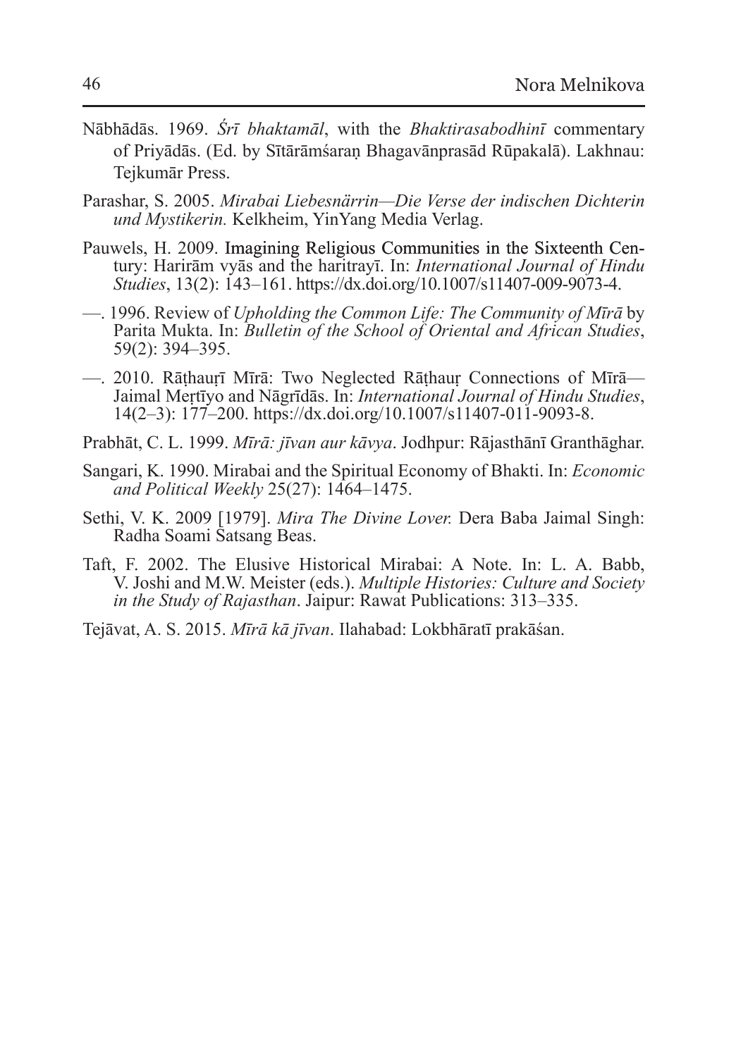Nābhādās. 1969. *Śrī bhaktamāl*, with the *Bhaktirasabodhinī* commentary of Priyādās. (Ed. by Sītārāmśaraṇ Bhagavānprasād Rūpakalā). Lakhnau: Tejkumār Press.

Parashar, S. 2005. *Mirabai Liebesnärrin—Die Verse der indischen Dichterin und Mystikerin.* Kelkheim, YinYang Media Verlag.

Pauwels, H. 2009. Imagining Religious Communities in the Sixteenth Century: Harirām vyās and the haritrayī. In: *International Journal of Hindu Studies*, 13(2): 143–161. https://dx.doi.org/10.1007/s11407-009-9073-4.

—. 1996. Review of *Upholding the Common Life: The Community of Mīrā* by Parita Mukta. In: *Bulletin of the School of Oriental and African Studies*, 59(2): 394–395.

—. 2010. Rāṭhauṛī Mīrā: Two Neglected Rāṭhauṛ Connections of Mīrā—Jaimal Meṛtīyo and Nāgrīdās. In: *International Journal of Hindu Studies*, 14(2–3): 177–200. https://dx.doi.org/10.1007/s11407-011-9093-8.

Prabhāt, C. L. 1999. *Mīrā: jīvan aur kāvya*. Jodhpur: Rājasthānī Granthāghar.

Sangari, K. 1990. Mirabai and the Spiritual Economy of Bhakti. In: *Economic and Political Weekly* 25(27): 1464–1475.

Sethi, V. K. 2009 [1979]. *Mira The Divine Lover.* Dera Baba Jaimal Singh: Radha Soami Satsang Beas.

Taft, F. 2002. The Elusive Historical Mirabai: A Note. In: L. A. Babb, V. Joshi and M.W. Meister (eds.). *Multiple Histories: Culture and Society in the Study of Rajasthan*. Jaipur: Rawat Publications: 313–335.

Tejāvat, A. S. 2015. *Mīrā kā jīvan*. Ilahabad: Lokbhāratī prakāśan.